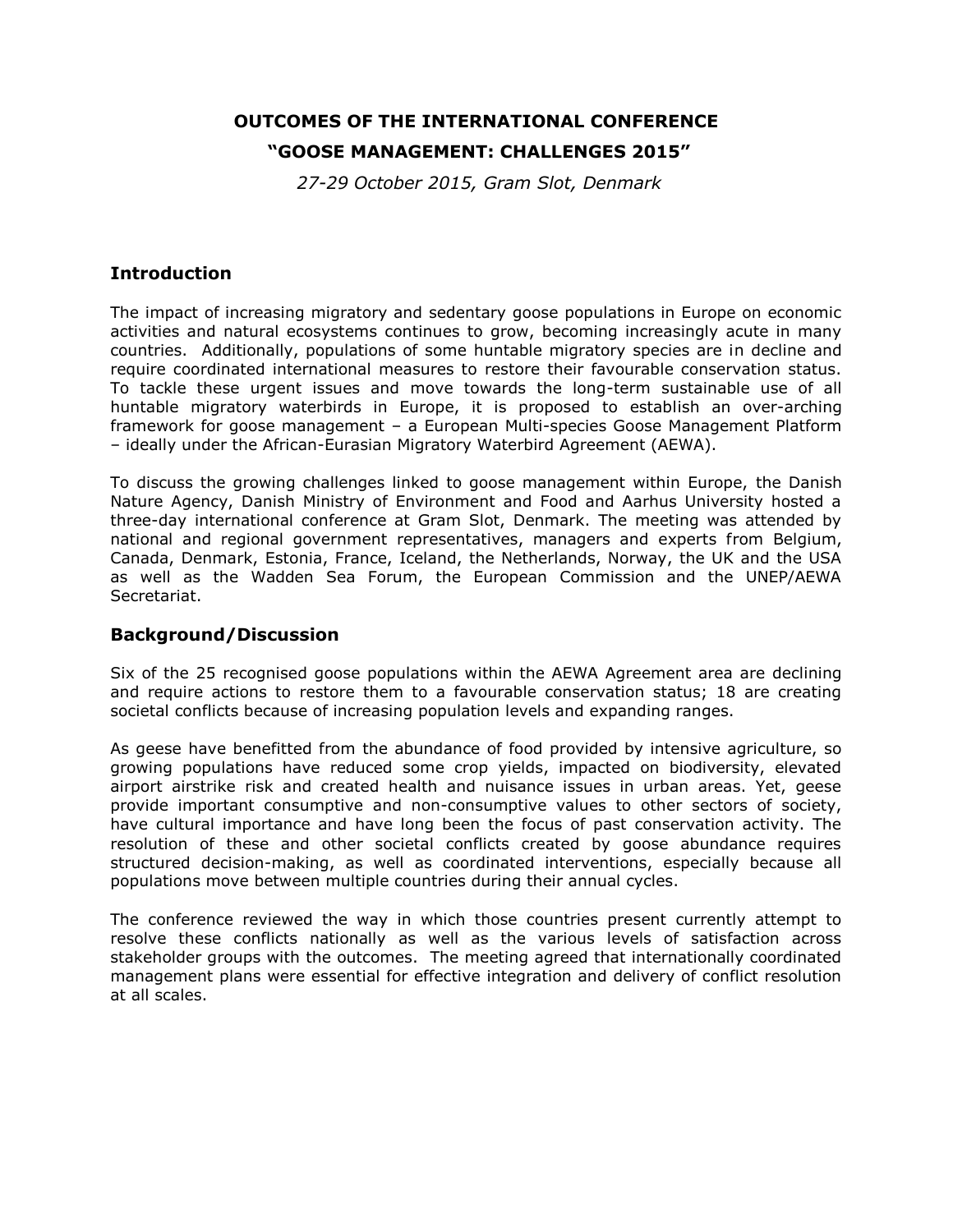# OUTCOMES OF THE INTERNATIONAL CONFERENCE "GOOSE MANAGEMENT: CHALLENGES 2015"

*27-29 October 2015, Gram Slot, Denmark*

## Introduction

The impact of increasing migratory and sedentary goose populations in Europe on economic activities and natural ecosystems continues to grow, becoming increasingly acute in many countries. Additionally, populations of some huntable migratory species are in decline and require coordinated international measures to restore their favourable conservation status. To tackle these urgent issues and move towards the long-term sustainable use of all huntable migratory waterbirds in Europe, it is proposed to establish an over-arching framework for goose management – a European Multi-species Goose Management Platform – ideally under the African-Eurasian Migratory Waterbird Agreement (AEWA).

To discuss the growing challenges linked to goose management within Europe, the Danish Nature Agency, Danish Ministry of Environment and Food and Aarhus University hosted a three-day international conference at Gram Slot, Denmark. The meeting was attended by national and regional government representatives, managers and experts from Belgium, Canada, Denmark, Estonia, France, Iceland, the Netherlands, Norway, the UK and the USA as well as the Wadden Sea Forum, the European Commission and the UNEP/AEWA Secretariat.

## Background/Discussion

Six of the 25 recognised goose populations within the AEWA Agreement area are declining and require actions to restore them to a favourable conservation status; 18 are creating societal conflicts because of increasing population levels and expanding ranges.

As geese have benefitted from the abundance of food provided by intensive agriculture, so growing populations have reduced some crop yields, impacted on biodiversity, elevated airport airstrike risk and created health and nuisance issues in urban areas. Yet, geese provide important consumptive and non-consumptive values to other sectors of society, have cultural importance and have long been the focus of past conservation activity. The resolution of these and other societal conflicts created by goose abundance requires structured decision-making, as well as coordinated interventions, especially because all populations move between multiple countries during their annual cycles.

The conference reviewed the way in which those countries present currently attempt to resolve these conflicts nationally as well as the various levels of satisfaction across stakeholder groups with the outcomes. The meeting agreed that internationally coordinated management plans were essential for effective integration and delivery of conflict resolution at all scales.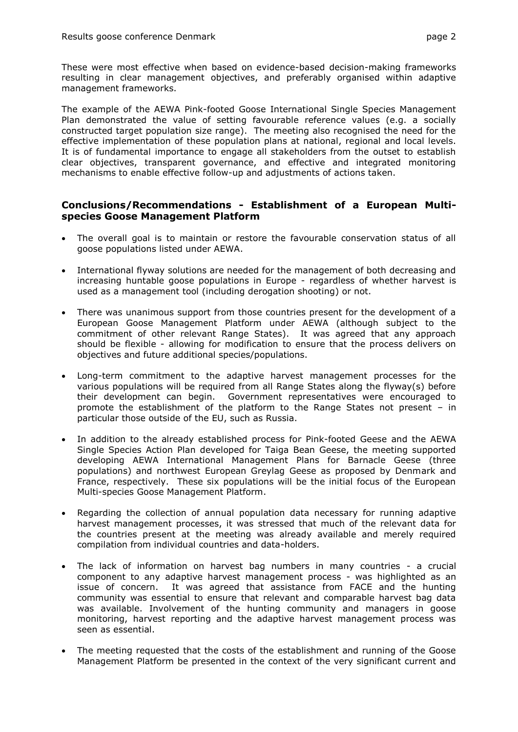These were most effective when based on evidence-based decision-making frameworks resulting in clear management objectives, and preferably organised within adaptive management frameworks.

The example of the AEWA Pink-footed Goose International Single Species Management Plan demonstrated the value of setting favourable reference values (e.g. a socially constructed target population size range). The meeting also recognised the need for the effective implementation of these population plans at national, regional and local levels. It is of fundamental importance to engage all stakeholders from the outset to establish clear objectives, transparent governance, and effective and integrated monitoring mechanisms to enable effective follow-up and adjustments of actions taken.

## Conclusions/Recommendations - Establishment of a European Multi-species Goose Management Platform

- The overall goal is to maintain or restore the favourable conservation status of all goose populations listed under AEWA.
- International flyway solutions are needed for the management of both decreasing and increasing huntable goose populations in Europe - regardless of whether harvest is used as a management tool (including derogation shooting) or not.
- There was unanimous support from those countries present for the development of a European Goose Management Platform under AEWA (although subject to the commitment of other relevant Range States). It was agreed that any approach should be flexible - allowing for modification to ensure that the process delivers on objectives and future additional species/populations.
- Long-term commitment to the adaptive harvest management processes for the various populations will be required from all Range States along the flyway(s) before their development can begin. Government representatives were encouraged to promote the establishment of the platform to the Range States not present – in particular those outside of the EU, such as Russia.
- In addition to the already established process for Pink-footed Geese and the AEWA Single Species Action Plan developed for Taiga Bean Geese, the meeting supported developing AEWA International Management Plans for Barnacle Geese (three populations) and northwest European Greylag Geese as proposed by Denmark and France, respectively. These six populations will be the initial focus of the European Multi-species Goose Management Platform.
- Regarding the collection of annual population data necessary for running adaptive harvest management processes, it was stressed that much of the relevant data for the countries present at the meeting was already available and merely required compilation from individual countries and data-holders.
- The lack of information on harvest bag numbers in many countries - a crucial component to any adaptive harvest management process - was highlighted as an issue of concern. It was agreed that assistance from FACE and the hunting community was essential to ensure that relevant and comparable harvest bag data was available. Involvement of the hunting community and managers in goose monitoring, harvest reporting and the adaptive harvest management process was seen as essential.
- The meeting requested that the costs of the establishment and running of the Goose Management Platform be presented in the context of the very significant current and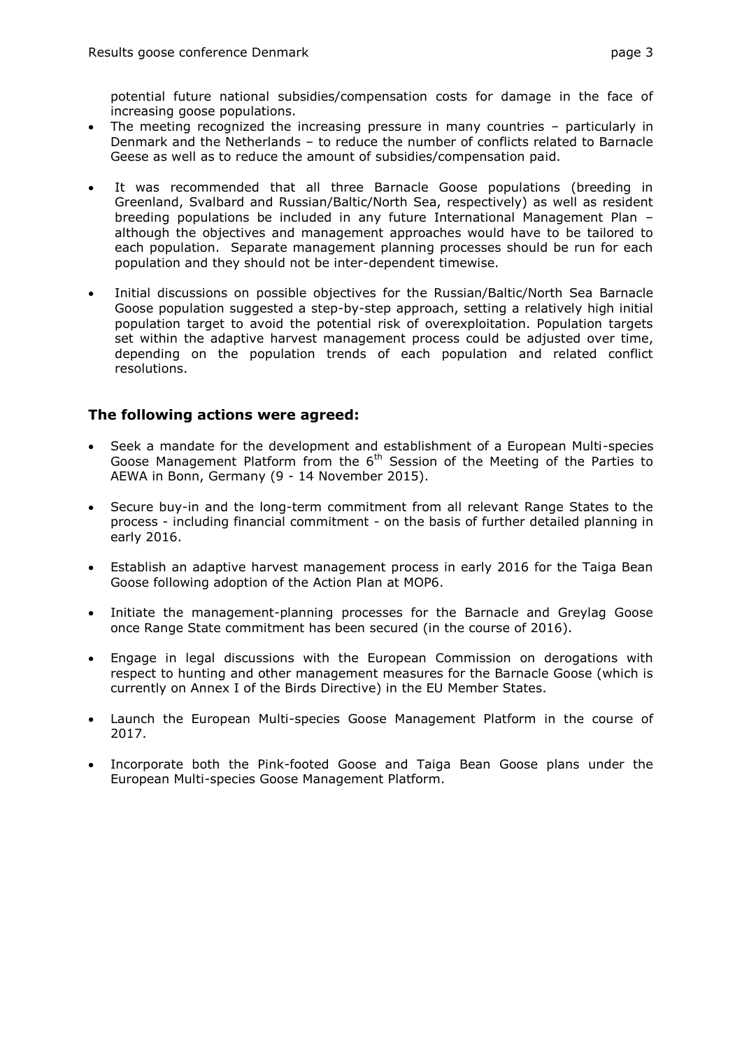potential future national subsidies/compensation costs for damage in the face of increasing goose populations.

- The meeting recognized the increasing pressure in many countries – particularly in Denmark and the Netherlands – to reduce the number of conflicts related to Barnacle Geese as well as to reduce the amount of subsidies/compensation paid.
- It was recommended that all three Barnacle Goose populations (breeding in Greenland, Svalbard and Russian/Baltic/North Sea, respectively) as well as resident breeding populations be included in any future International Management Plan – although the objectives and management approaches would have to be tailored to each population. Separate management planning processes should be run for each population and they should not be inter-dependent timewise.
- Initial discussions on possible objectives for the Russian/Baltic/North Sea Barnacle Goose population suggested a step-by-step approach, setting a relatively high initial population target to avoid the potential risk of overexploitation. Population targets set within the adaptive harvest management process could be adjusted over time, depending on the population trends of each population and related conflict resolutions.

## The following actions were agreed:

- Seek a mandate for the development and establishment of a European Multi-species Goose Management Platform from the 6th Session of the Meeting of the Parties to AEWA in Bonn, Germany (9 - 14 November 2015).
- Secure buy-in and the long-term commitment from all relevant Range States to the process - including financial commitment - on the basis of further detailed planning in early 2016.
- Establish an adaptive harvest management process in early 2016 for the Taiga Bean Goose following adoption of the Action Plan at MOP6.
- Initiate the management-planning processes for the Barnacle and Greylag Goose once Range State commitment has been secured (in the course of 2016).
- Engage in legal discussions with the European Commission on derogations with respect to hunting and other management measures for the Barnacle Goose (which is currently on Annex I of the Birds Directive) in the EU Member States.
- Launch the European Multi-species Goose Management Platform in the course of 2017.
- Incorporate both the Pink-footed Goose and Taiga Bean Goose plans under the European Multi-species Goose Management Platform.